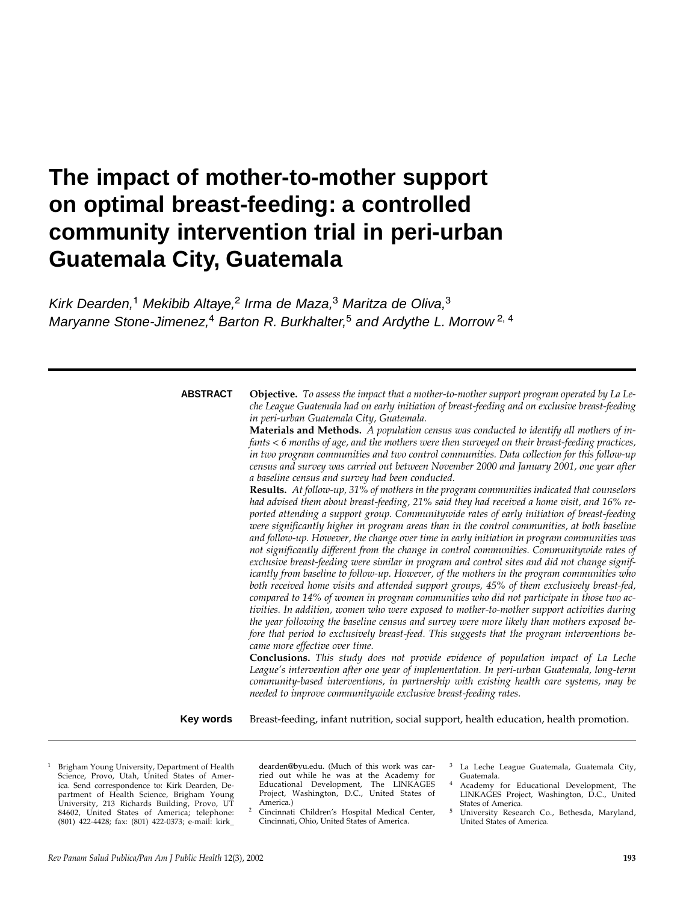# The impact of mother-to-mother support on optimal breast-feeding: a controlled community intervention trial in peri-urban Guatemala City, Guatemala

*Kirk Dearden,[1] Mekibib Altaye,[2] Irma de Maza,[3] Maritza de Oliva,[3] Maryanne Stone-Jimenez,[4] Barton R. Burkhalter,[5] and Ardythe L. Morrow [2, 4]*

---

**ABSTRACT**

**Objective.** *To assess the impact that a mother-to-mother support program operated by La Leche League Guatemala had on early initiation of breast-feeding and on exclusive breast-feeding in peri-urban Guatemala City, Guatemala.*

**Materials and Methods.** *A population census was conducted to identify all mothers of infants < 6 months of age, and the mothers were then surveyed on their breast-feeding practices, in two program communities and two control communities. Data collection for this follow-up census and survey was carried out between November 2000 and January 2001, one year after a baseline census and survey had been conducted.*

**Results.** *At follow-up, 31% of mothers in the program communities indicated that counselors had advised them about breast-feeding, 21% said they had received a home visit, and 16% reported attending a support group. Communitywide rates of early initiation of breast-feeding were significantly higher in program areas than in the control communities, at both baseline and follow-up. However, the change over time in early initiation in program communities was not significantly different from the change in control communities. Communitywide rates of exclusive breast-feeding were similar in program and control sites and did not change significantly from baseline to follow-up. However, of the mothers in the program communities who both received home visits and attended support groups, 45% of them exclusively breast-fed, compared to 14% of women in program communities who did not participate in those two activities. In addition, women who were exposed to mother-to-mother support activities during the year following the baseline census and survey were more likely than mothers exposed before that period to exclusively breast-feed. This suggests that the program interventions became more effective over time.*

**Conclusions.** *This study does not provide evidence of population impact of La Leche League's intervention after one year of implementation. In peri-urban Guatemala, long-term community-based interventions, in partnership with existing health care systems, may be needed to improve communitywide exclusive breast-feeding rates.*

**Key words** Breast-feeding, infant nutrition, social support, health education, health promotion.

---

[1] Brigham Young University, Department of Health Science, Provo, Utah, United States of America. Send correspondence to: Kirk Dearden, Department of Health Science, Brigham Young University, 213 Richards Building, Provo, UT 84602, United States of America; telephone: (801) 422-4428; fax: (801) 422-0373; e-mail: kirk_dearden@byu.edu. (Much of this work was carried out while he was at the Academy for Educational Development, The LINKAGES Project, Washington, D.C., United States of America.)

[2] Cincinnati Children's Hospital Medical Center, Cincinnati, Ohio, United States of America.

[3] La Leche League Guatemala, Guatemala City, Guatemala.

[4] Academy for Educational Development, The LINKAGES Project, Washington, D.C., United States of America.

[5] University Research Co., Bethesda, Maryland, United States of America.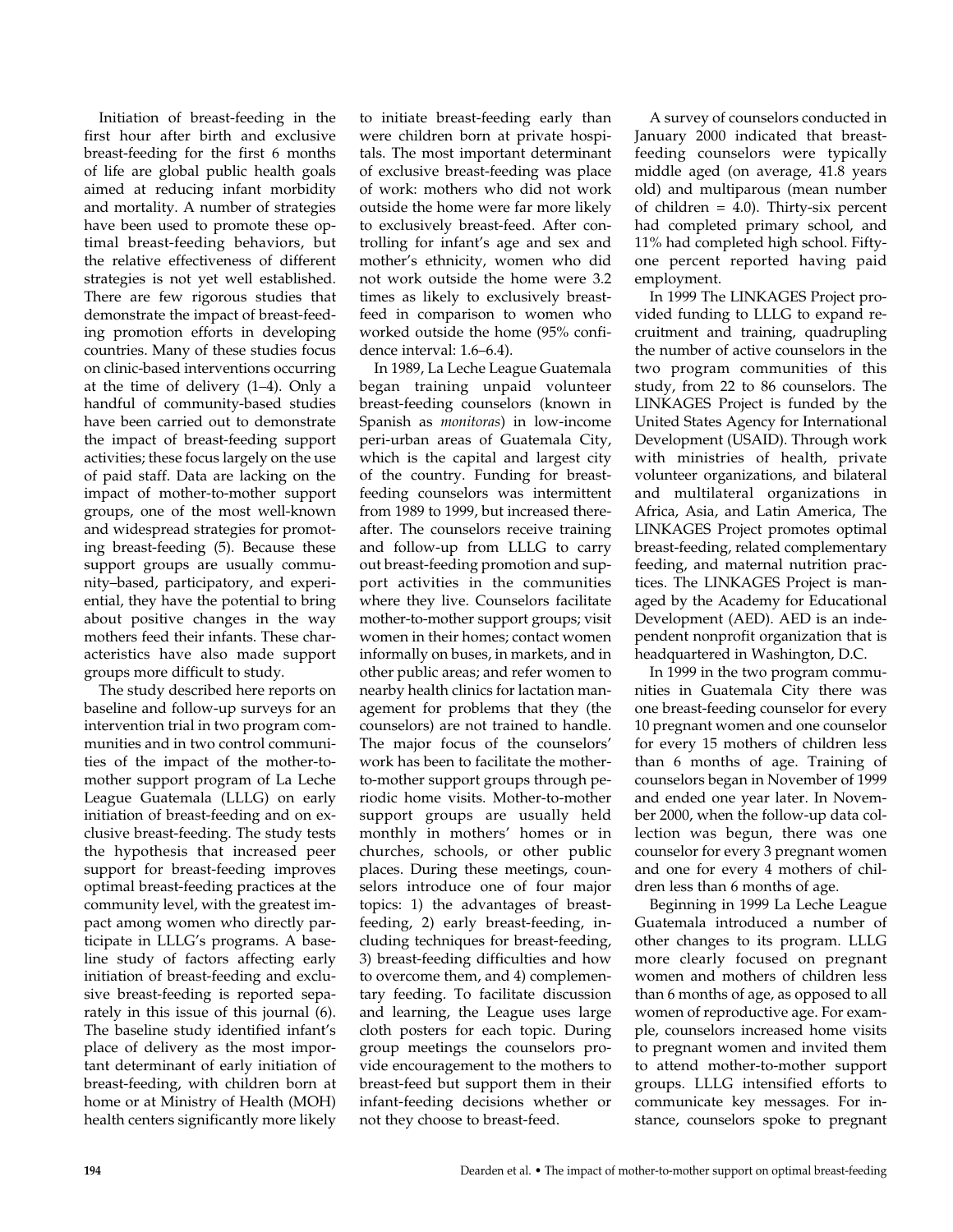Initiation of breast-feeding in the first hour after birth and exclusive breast-feeding for the first 6 months of life are global public health goals aimed at reducing infant morbidity and mortality. A number of strategies have been used to promote these optimal breast-feeding behaviors, but the relative effectiveness of different strategies is not yet well established. There are few rigorous studies that demonstrate the impact of breast-feeding promotion efforts in developing countries. Many of these studies focus on clinic-based interventions occurring at the time of delivery (1–4). Only a handful of community-based studies have been carried out to demonstrate the impact of breast-feeding support activities; these focus largely on the use of paid staff. Data are lacking on the impact of mother-to-mother support groups, one of the most well-known and widespread strategies for promoting breast-feeding (5). Because these support groups are usually community–based, participatory, and experiential, they have the potential to bring about positive changes in the way mothers feed their infants. These characteristics have also made support groups more difficult to study.

The study described here reports on baseline and follow-up surveys for an intervention trial in two program communities and in two control communities of the impact of the mother-to-mother support program of La Leche League Guatemala (LLLG) on early initiation of breast-feeding and on exclusive breast-feeding. The study tests the hypothesis that increased peer support for breast-feeding improves optimal breast-feeding practices at the community level, with the greatest impact among women who directly participate in LLLG's programs. A baseline study of factors affecting early initiation of breast-feeding and exclusive breast-feeding is reported separately in this issue of this journal (6). The baseline study identified infant's place of delivery as the most important determinant of early initiation of breast-feeding, with children born at home or at Ministry of Health (MOH) health centers significantly more likely to initiate breast-feeding early than were children born at private hospitals. The most important determinant of exclusive breast-feeding was place of work: mothers who did not work outside the home were far more likely to exclusively breast-feed. After controlling for infant's age and sex and mother's ethnicity, women who did not work outside the home were 3.2 times as likely to exclusively breast-feed in comparison to women who worked outside the home (95% confidence interval: 1.6–6.4).

In 1989, La Leche League Guatemala began training unpaid volunteer breast-feeding counselors (known in Spanish as *monitoras*) in low-income peri-urban areas of Guatemala City, which is the capital and largest city of the country. Funding for breast-feeding counselors was intermittent from 1989 to 1999, but increased thereafter. The counselors receive training and follow-up from LLLG to carry out breast-feeding promotion and support activities in the communities where they live. Counselors facilitate mother-to-mother support groups; visit women in their homes; contact women informally on buses, in markets, and in other public areas; and refer women to nearby health clinics for lactation management for problems that they (the counselors) are not trained to handle. The major focus of the counselors' work has been to facilitate the mother-to-mother support groups through periodic home visits. Mother-to-mother support groups are usually held monthly in mothers' homes or in churches, schools, or other public places. During these meetings, counselors introduce one of four major topics: 1) the advantages of breast-feeding, 2) early breast-feeding, including techniques for breast-feeding, 3) breast-feeding difficulties and how to overcome them, and 4) complementary feeding. To facilitate discussion and learning, the League uses large cloth posters for each topic. During group meetings the counselors provide encouragement to the mothers to breast-feed but support them in their infant-feeding decisions whether or not they choose to breast-feed.

A survey of counselors conducted in January 2000 indicated that breast-feeding counselors were typically middle aged (on average, 41.8 years old) and multiparous (mean number of children = 4.0). Thirty-six percent had completed primary school, and 11% had completed high school. Fifty-one percent reported having paid employment.

In 1999 The LINKAGES Project provided funding to LLLG to expand recruitment and training, quadrupling the number of active counselors in the two program communities of this study, from 22 to 86 counselors. The LINKAGES Project is funded by the United States Agency for International Development (USAID). Through work with ministries of health, private volunteer organizations, and bilateral and multilateral organizations in Africa, Asia, and Latin America, The LINKAGES Project promotes optimal breast-feeding, related complementary feeding, and maternal nutrition practices. The LINKAGES Project is managed by the Academy for Educational Development (AED). AED is an independent nonprofit organization that is headquartered in Washington, D.C.

In 1999 in the two program communities in Guatemala City there was one breast-feeding counselor for every 10 pregnant women and one counselor for every 15 mothers of children less than 6 months of age. Training of counselors began in November of 1999 and ended one year later. In November 2000, when the follow-up data collection was begun, there was one counselor for every 3 pregnant women and one for every 4 mothers of children less than 6 months of age.

Beginning in 1999 La Leche League Guatemala introduced a number of other changes to its program. LLLG more clearly focused on pregnant women and mothers of children less than 6 months of age, as opposed to all women of reproductive age. For example, counselors increased home visits to pregnant women and invited them to attend mother-to-mother support groups. LLLG intensified efforts to communicate key messages. For instance, counselors spoke to pregnant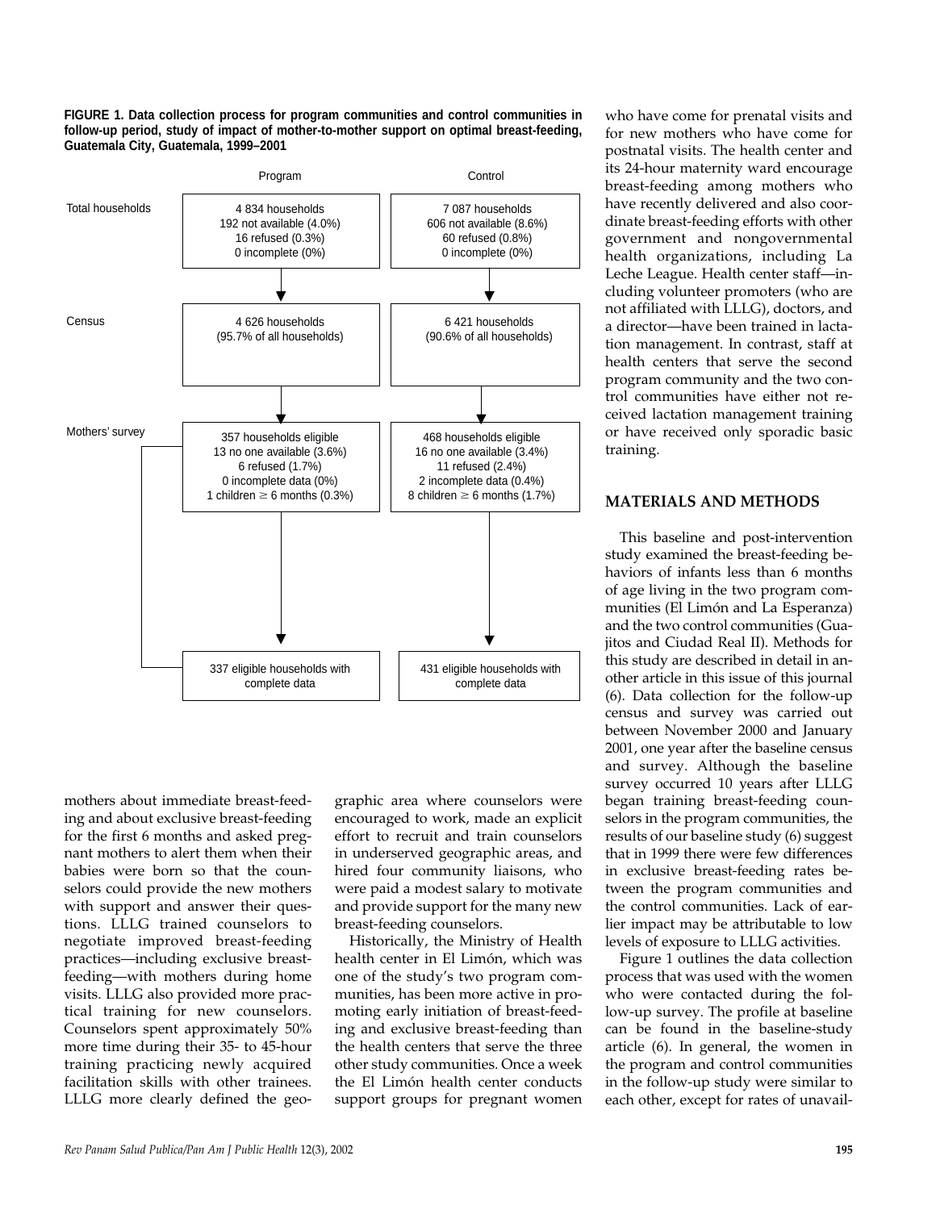**FIGURE 1. Data collection process for program communities and control communities in follow-up period, study of impact of mother-to-mother support on optimal breast-feeding, Guatemala City, Guatemala, 1999–2001**

| | Program | Control |
|---|---|---|
| Total households | 4 834 households<br>192 not available (4.0%)<br>16 refused (0.3%)<br>0 incomplete (0%) | 7 087 households<br>606 not available (8.6%)<br>60 refused (0.8%)<br>0 incomplete (0%) |
| Census | 4 626 households<br>(95.7% of all households) | 6 421 households<br>(90.6% of all households) |
| Mothers' survey | 357 households eligible<br>13 no one available (3.6%)<br>6 refused (1.7%)<br>0 incomplete data (0%)<br>1 children ≥ 6 months (0.3%) | 468 households eligible<br>16 no one available (3.4%)<br>11 refused (2.4%)<br>2 incomplete data (0.4%)<br>8 children ≥ 6 months (1.7%) |
| | 337 eligible households with complete data | 431 eligible households with complete data |

mothers about immediate breast-feeding and about exclusive breast-feeding for the first 6 months and asked pregnant mothers to alert them when their babies were born so that the counselors could provide the new mothers with support and answer their questions. LLLG trained counselors to negotiate improved breast-feeding practices—including exclusive breast-feeding—with mothers during home visits. LLLG also provided more practical training for new counselors. Counselors spent approximately 50% more time during their 35- to 45-hour training practicing newly acquired facilitation skills with other trainees. LLLG more clearly defined the geographic area where counselors were encouraged to work, made an explicit effort to recruit and train counselors in underserved geographic areas, and hired four community liaisons, who were paid a modest salary to motivate and provide support for the many new breast-feeding counselors.

Historically, the Ministry of Health health center in El Limón, which was one of the study's two program communities, has been more active in promoting early initiation of breast-feeding and exclusive breast-feeding than the health centers that serve the three other study communities. Once a week the El Limón health center conducts support groups for pregnant women who have come for prenatal visits and for new mothers who have come for postnatal visits. The health center and its 24-hour maternity ward encourage breast-feeding among mothers who have recently delivered and also coordinate breast-feeding efforts with other government and nongovernmental health organizations, including La Leche League. Health center staff—including volunteer promoters (who are not affiliated with LLLG), doctors, and a director—have been trained in lactation management. In contrast, staff at health centers that serve the second program community and the two control communities have either not received lactation management training or have received only sporadic basic training.

## MATERIALS AND METHODS

This baseline and post-intervention study examined the breast-feeding behaviors of infants less than 6 months of age living in the two program communities (El Limón and La Esperanza) and the two control communities (Guajitos and Ciudad Real II). Methods for this study are described in detail in another article in this issue of this journal (6). Data collection for the follow-up census and survey was carried out between November 2000 and January 2001, one year after the baseline census and survey. Although the baseline survey occurred 10 years after LLLG began training breast-feeding counselors in the program communities, the results of our baseline study (6) suggest that in 1999 there were few differences in exclusive breast-feeding rates between the program communities and the control communities. Lack of earlier impact may be attributable to low levels of exposure to LLLG activities.

Figure 1 outlines the data collection process that was used with the women who were contacted during the follow-up survey. The profile at baseline can be found in the baseline-study article (6). In general, the women in the program and control communities in the follow-up study were similar to each other, except for rates of unavail-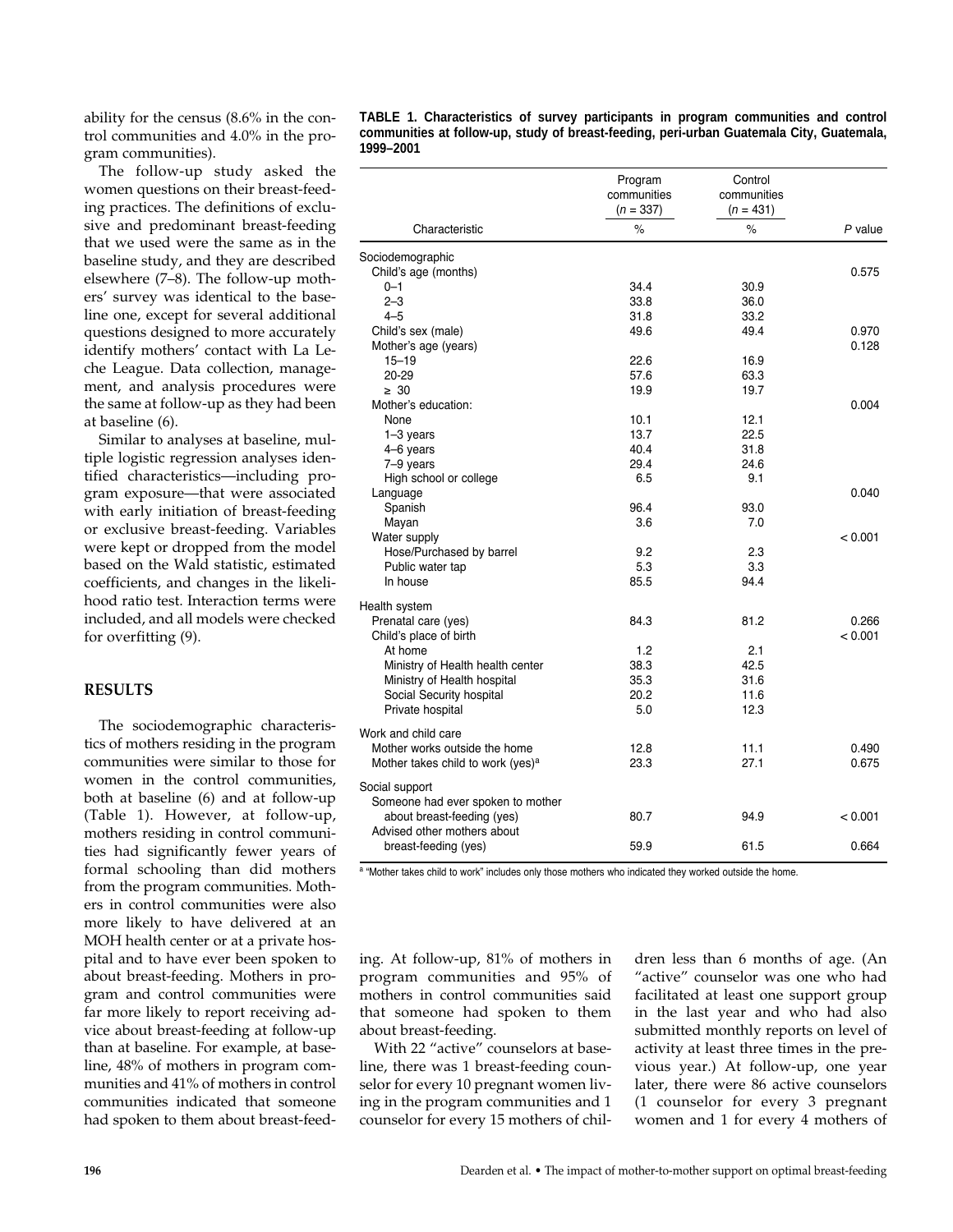ability for the census (8.6% in the control communities and 4.0% in the program communities).

The follow-up study asked the women questions on their breast-feeding practices. The definitions of exclusive and predominant breast-feeding that we used were the same as in the baseline study, and they are described elsewhere (7–8). The follow-up mothers' survey was identical to the baseline one, except for several additional questions designed to more accurately identify mothers' contact with La Leche League. Data collection, management, and analysis procedures were the same at follow-up as they had been at baseline (6).

Similar to analyses at baseline, multiple logistic regression analyses identified characteristics—including program exposure—that were associated with early initiation of breast-feeding or exclusive breast-feeding. Variables were kept or dropped from the model based on the Wald statistic, estimated coefficients, and changes in the likelihood ratio test. Interaction terms were included, and all models were checked for overfitting (9).

## RESULTS

The sociodemographic characteristics of mothers residing in the program communities were similar to those for women in the control communities, both at baseline (6) and at follow-up (Table 1). However, at follow-up, mothers residing in control communities had significantly fewer years of formal schooling than did mothers from the program communities. Mothers in control communities were also more likely to have delivered at an MOH health center or at a private hospital and to have ever been spoken to about breast-feeding. Mothers in program and control communities were far more likely to report receiving advice about breast-feeding at follow-up than at baseline. For example, at baseline, 48% of mothers in program communities and 41% of mothers in control communities indicated that someone had spoken to them about breast-feeding. At follow-up, 81% of mothers in program communities and 95% of mothers in control communities said that someone had spoken to them about breast-feeding.

With 22 "active" counselors at baseline, there was 1 breast-feeding counselor for every 10 pregnant women living in the program communities and 1 counselor for every 15 mothers of children less than 6 months of age. (An "active" counselor was one who had facilitated at least one support group in the last year and who had also submitted monthly reports on level of activity at least three times in the previous year.) At follow-up, one year later, there were 86 active counselors (1 counselor for every 3 pregnant women and 1 for every 4 mothers of

**TABLE 1. Characteristics of survey participants in program communities and control communities at follow-up, study of breast-feeding, peri-urban Guatemala City, Guatemala, 1999–2001**

| Characteristic | Program communities ($n$ = 337) % | Control communities ($n$ = 431) % | $P$ value |
|---|---|---|---|
| Sociodemographic | | | |
| Child's age (months) | | | 0.575 |
| 0–1 | 34.4 | 30.9 | |
| 2–3 | 33.8 | 36.0 | |
| 4–5 | 31.8 | 33.2 | |
| Child's sex (male) | 49.6 | 49.4 | 0.970 |
| Mother's age (years) | | | 0.128 |
| 15–19 | 22.6 | 16.9 | |
| 20-29 | 57.6 | 63.3 | |
| ≥ 30 | 19.9 | 19.7 | |
| Mother's education: | | | 0.004 |
| None | 10.1 | 12.1 | |
| 1–3 years | 13.7 | 22.5 | |
| 4–6 years | 40.4 | 31.8 | |
| 7–9 years | 29.4 | 24.6 | |
| High school or college | 6.5 | 9.1 | |
| Language | | | 0.040 |
| Spanish | 96.4 | 93.0 | |
| Mayan | 3.6 | 7.0 | |
| Water supply | | | < 0.001 |
| Hose/Purchased by barrel | 9.2 | 2.3 | |
| Public water tap | 5.3 | 3.3 | |
| In house | 85.5 | 94.4 | |
| Health system | | | |
| Prenatal care (yes) | 84.3 | 81.2 | 0.266 |
| Child's place of birth | | | < 0.001 |
| At home | 1.2 | 2.1 | |
| Ministry of Health health center | 38.3 | 42.5 | |
| Ministry of Health hospital | 35.3 | 31.6 | |
| Social Security hospital | 20.2 | 11.6 | |
| Private hospital | 5.0 | 12.3 | |
| Work and child care | | | |
| Mother works outside the home | 12.8 | 11.1 | 0.490 |
| Mother takes child to work (yes)[a] | 23.3 | 27.1 | 0.675 |
| Social support | | | |
| Someone had ever spoken to mother about breast-feeding (yes) | 80.7 | 94.9 | < 0.001 |
| Advised other mothers about breast-feeding (yes) | 59.9 | 61.5 | 0.664 |

[a] "Mother takes child to work" includes only those mothers who indicated they worked outside the home.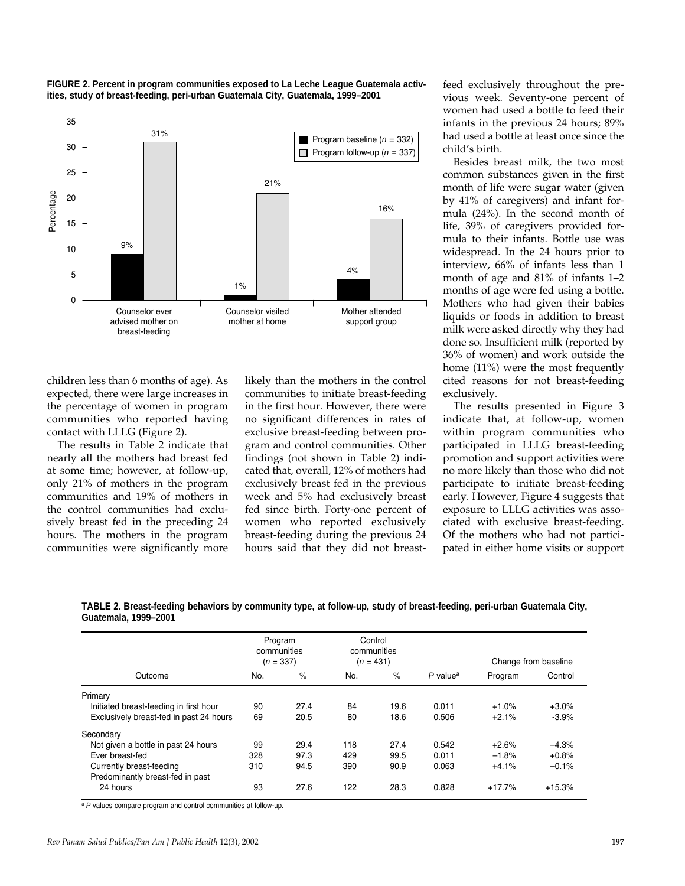**FIGURE 2. Percent in program communities exposed to La Leche League Guatemala activities, study of breast-feeding, peri-urban Guatemala City, Guatemala, 1999–2001**

| | Program baseline ($n$ = 332) | Program follow-up ($n$ = 337) |
|---|---|---|
| Counselor ever advised mother on breast-feeding | 9% | 31% |
| Counselor visited mother at home | 1% | 21% |
| Mother attended support group | 4% | 16% |

children less than 6 months of age). As expected, there were large increases in the percentage of women in program communities who reported having contact with LLLG (Figure 2).

The results in Table 2 indicate that nearly all the mothers had breast fed at some time; however, at follow-up, only 21% of mothers in the program communities and 19% of mothers in the control communities had exclusively breast fed in the preceding 24 hours. The mothers in the program communities were significantly more likely than the mothers in the control communities to initiate breast-feeding in the first hour. However, there were no significant differences in rates of exclusive breast-feeding between program and control communities. Other findings (not shown in Table 2) indicated that, overall, 12% of mothers had exclusively breast fed in the previous week and 5% had exclusively breast fed since birth. Forty-one percent of women who reported exclusively breast-feeding during the previous 24 hours said that they did not breast-feed exclusively throughout the previous week. Seventy-one percent of women had used a bottle to feed their infants in the previous 24 hours; 89% had used a bottle at least once since the child's birth.

Besides breast milk, the two most common substances given in the first month of life were sugar water (given by 41% of caregivers) and infant formula (24%). In the second month of life, 39% of caregivers provided formula to their infants. Bottle use was widespread. In the 24 hours prior to interview, 66% of infants less than 1 month of age and 81% of infants 1–2 months of age were fed using a bottle. Mothers who had given their babies liquids or foods in addition to breast milk were asked directly why they had done so. Insufficient milk (reported by 36% of women) and work outside the home (11%) were the most frequently cited reasons for not breast-feeding exclusively.

The results presented in Figure 3 indicate that, at follow-up, women within program communities who participated in LLLG breast-feeding promotion and support activities were no more likely than those who did not participate to initiate breast-feeding early. However, Figure 4 suggests that exposure to LLLG activities was associated with exclusive breast-feeding. Of the mothers who had not participated in either home visits or support

**TABLE 2. Breast-feeding behaviors by community type, at follow-up, study of breast-feeding, peri-urban Guatemala City, Guatemala, 1999–2001**

| | Program communities ($n$ = 337) | | Control communities ($n$ = 431) | | | Change from baseline | |
|---|---|---|---|---|---|---|---|
| Outcome | No. | % | No. | % | $P$ value[a] | Program | Control |
| Primary | | | | | | | |
| Initiated breast-feeding in first hour | 90 | 27.4 | 84 | 19.6 | 0.011 | +1.0% | +3.0% |
| Exclusively breast-fed in past 24 hours | 69 | 20.5 | 80 | 18.6 | 0.506 | +2.1% | -3.9% |
| Secondary | | | | | | | |
| Not given a bottle in past 24 hours | 99 | 29.4 | 118 | 27.4 | 0.542 | +2.6% | –4.3% |
| Ever breast-fed | 328 | 97.3 | 429 | 99.5 | 0.011 | –1.8% | +0.8% |
| Currently breast-feeding | 310 | 94.5 | 390 | 90.9 | 0.063 | +4.1% | –0.1% |
| Predominantly breast-fed in past 24 hours | 93 | 27.6 | 122 | 28.3 | 0.828 | +17.7% | +15.3% |

[a] $P$ values compare program and control communities at follow-up.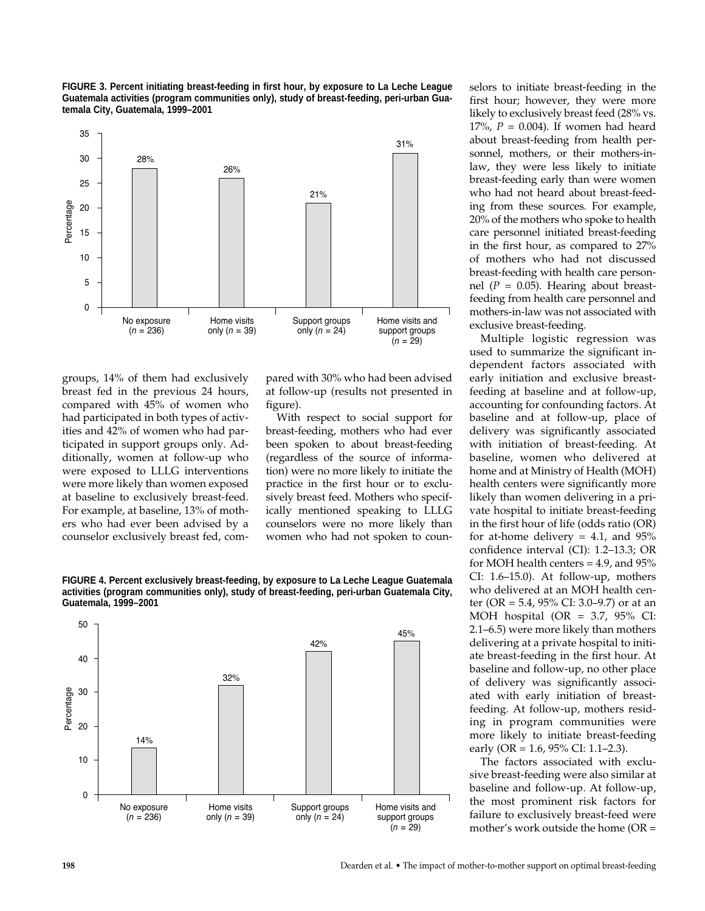**FIGURE 3. Percent initiating breast-feeding in first hour, by exposure to La Leche League Guatemala activities (program communities only), study of breast-feeding, peri-urban Guatemala City, Guatemala, 1999–2001**

| Exposure | Percentage |
|---|---|
| No exposure ($n$ = 236) | 28% |
| Home visits only ($n$ = 39) | 26% |
| Support groups only ($n$ = 24) | 21% |
| Home visits and support groups ($n$ = 29) | 31% |

groups, 14% of them had exclusively breast fed in the previous 24 hours, compared with 45% of women who had participated in both types of activities and 42% of women who had participated in support groups only. Additionally, women at follow-up who were exposed to LLLG interventions were more likely than women exposed at baseline to exclusively breast-feed. For example, at baseline, 13% of mothers who had ever been advised by a counselor exclusively breast fed, compared with 30% who had been advised at follow-up (results not presented in figure).

With respect to social support for breast-feeding, mothers who had ever been spoken to about breast-feeding (regardless of the source of information) were no more likely to initiate the practice in the first hour or to exclusively breast feed. Mothers who specifically mentioned speaking to LLLG counselors were no more likely than women who had not spoken to counselors to initiate breast-feeding in the first hour; however, they were more likely to exclusively breast feed (28% vs. 17%, $P$ = 0.004). If women had heard about breast-feeding from health personnel, mothers, or their mothers-in-law, they were less likely to initiate breast-feeding early than were women who had not heard about breast-feeding from these sources. For example, 20% of the mothers who spoke to health care personnel initiated breast-feeding in the first hour, as compared to 27% of mothers who had not discussed breast-feeding with health care personnel ($P$ = 0.05). Hearing about breast-feeding from health care personnel and mothers-in-law was not associated with exclusive breast-feeding.

Multiple logistic regression was used to summarize the significant independent factors associated with early initiation and exclusive breast-feeding at baseline and at follow-up, accounting for confounding factors. At baseline and at follow-up, place of delivery was significantly associated with initiation of breast-feeding. At baseline, women who delivered at home and at Ministry of Health (MOH) health centers were significantly more likely than women delivering in a private hospital to initiate breast-feeding in the first hour of life (odds ratio (OR) for at-home delivery = 4.1, and 95% confidence interval (CI): 1.2–13.3; OR for MOH health centers = 4.9, and 95% CI: 1.6–15.0). At follow-up, mothers who delivered at an MOH health center (OR = 5.4, 95% CI: 3.0–9.7) or at an MOH hospital (OR = 3.7, 95% CI: 2.1–6.5) were more likely than mothers delivering at a private hospital to initiate breast-feeding in the first hour. At baseline and follow-up, no other place of delivery was significantly associated with early initiation of breast-feeding. At follow-up, mothers residing in program communities were more likely to initiate breast-feeding early (OR = 1.6, 95% CI: 1.1–2.3).

**FIGURE 4. Percent exclusively breast-feeding, by exposure to La Leche League Guatemala activities (program communities only), study of breast-feeding, peri-urban Guatemala City, Guatemala, 1999–2001**

| Exposure | Percentage |
|---|---|
| No exposure ($n$ = 236) | 14% |
| Home visits only ($n$ = 39) | 32% |
| Support groups only ($n$ = 24) | 42% |
| Home visits and support groups ($n$ = 29) | 45% |

The factors associated with exclusive breast-feeding were also similar at baseline and follow-up. At follow-up, the most prominent risk factors for failure to exclusively breast-feed were mother's work outside the home (OR =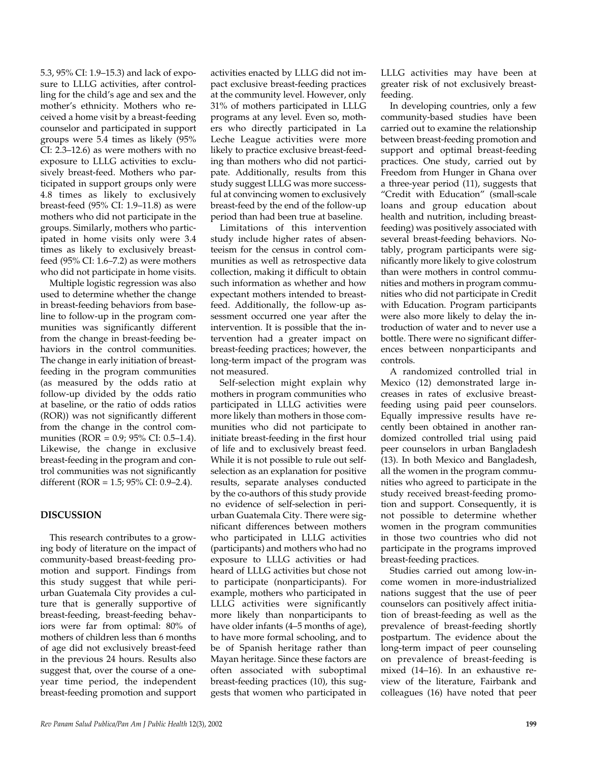5.3, 95% CI: 1.9–15.3) and lack of exposure to LLLG activities, after controlling for the child's age and sex and the mother's ethnicity. Mothers who received a home visit by a breast-feeding counselor and participated in support groups were 5.4 times as likely (95% CI: 2.3–12.6) as were mothers with no exposure to LLLG activities to exclusively breast-feed. Mothers who participated in support groups only were 4.8 times as likely to exclusively breast-feed (95% CI: 1.9–11.8) as were mothers who did not participate in the groups. Similarly, mothers who participated in home visits only were 3.4 times as likely to exclusively breast-feed (95% CI: 1.6–7.2) as were mothers who did not participate in home visits.

Multiple logistic regression was also used to determine whether the change in breast-feeding behaviors from baseline to follow-up in the program communities was significantly different from the change in breast-feeding behaviors in the control communities. The change in early initiation of breast-feeding in the program communities (as measured by the odds ratio at follow-up divided by the odds ratio at baseline, or the ratio of odds ratios (ROR)) was not significantly different from the change in the control communities (ROR = 0.9; 95% CI: 0.5–1.4). Likewise, the change in exclusive breast-feeding in the program and control communities was not significantly different (ROR = 1.5; 95% CI: 0.9–2.4).

## DISCUSSION

This research contributes to a growing body of literature on the impact of community-based breast-feeding promotion and support. Findings from this study suggest that while peri-urban Guatemala City provides a culture that is generally supportive of breast-feeding, breast-feeding behaviors were far from optimal: 80% of mothers of children less than 6 months of age did not exclusively breast-feed in the previous 24 hours. Results also suggest that, over the course of a one-year time period, the independent breast-feeding promotion and support activities enacted by LLLG did not impact exclusive breast-feeding practices at the community level. However, only 31% of mothers participated in LLLG programs at any level. Even so, mothers who directly participated in La Leche League activities were more likely to practice exclusive breast-feeding than mothers who did not participate. Additionally, results from this study suggest LLLG was more successful at convincing women to exclusively breast-feed by the end of the follow-up period than had been true at baseline.

Limitations of this intervention study include higher rates of absenteeism for the census in control communities as well as retrospective data collection, making it difficult to obtain such information as whether and how expectant mothers intended to breast-feed. Additionally, the follow-up assessment occurred one year after the intervention. It is possible that the intervention had a greater impact on breast-feeding practices; however, the long-term impact of the program was not measured.

Self-selection might explain why mothers in program communities who participated in LLLG activities were more likely than mothers in those communities who did not participate to initiate breast-feeding in the first hour of life and to exclusively breast feed. While it is not possible to rule out self-selection as an explanation for positive results, separate analyses conducted by the co-authors of this study provide no evidence of self-selection in peri-urban Guatemala City. There were significant differences between mothers who participated in LLLG activities (participants) and mothers who had no exposure to LLLG activities or had heard of LLLG activities but chose not to participate (nonparticipants). For example, mothers who participated in LLLG activities were significantly more likely than nonparticipants to have older infants (4–5 months of age), to have more formal schooling, and to be of Spanish heritage rather than Mayan heritage. Since these factors are often associated with suboptimal breast-feeding practices (10), this suggests that women who participated in LLLG activities may have been at greater risk of not exclusively breast-feeding.

In developing countries, only a few community-based studies have been carried out to examine the relationship between breast-feeding promotion and support and optimal breast-feeding practices. One study, carried out by Freedom from Hunger in Ghana over a three-year period (11), suggests that "Credit with Education" (small-scale loans and group education about health and nutrition, including breast-feeding) was positively associated with several breast-feeding behaviors. Notably, program participants were significantly more likely to give colostrum than were mothers in control communities and mothers in program communities who did not participate in Credit with Education. Program participants were also more likely to delay the introduction of water and to never use a bottle. There were no significant differences between nonparticipants and controls.

A randomized controlled trial in Mexico (12) demonstrated large increases in rates of exclusive breast-feeding using paid peer counselors. Equally impressive results have recently been obtained in another randomized controlled trial using paid peer counselors in urban Bangladesh (13). In both Mexico and Bangladesh, all the women in the program communities who agreed to participate in the study received breast-feeding promotion and support. Consequently, it is not possible to determine whether women in the program communities in those two countries who did not participate in the programs improved breast-feeding practices.

Studies carried out among low-income women in more-industrialized nations suggest that the use of peer counselors can positively affect initiation of breast-feeding as well as the prevalence of breast-feeding shortly postpartum. The evidence about the long-term impact of peer counseling on prevalence of breast-feeding is mixed (14–16). In an exhaustive review of the literature, Fairbank and colleagues (16) have noted that peer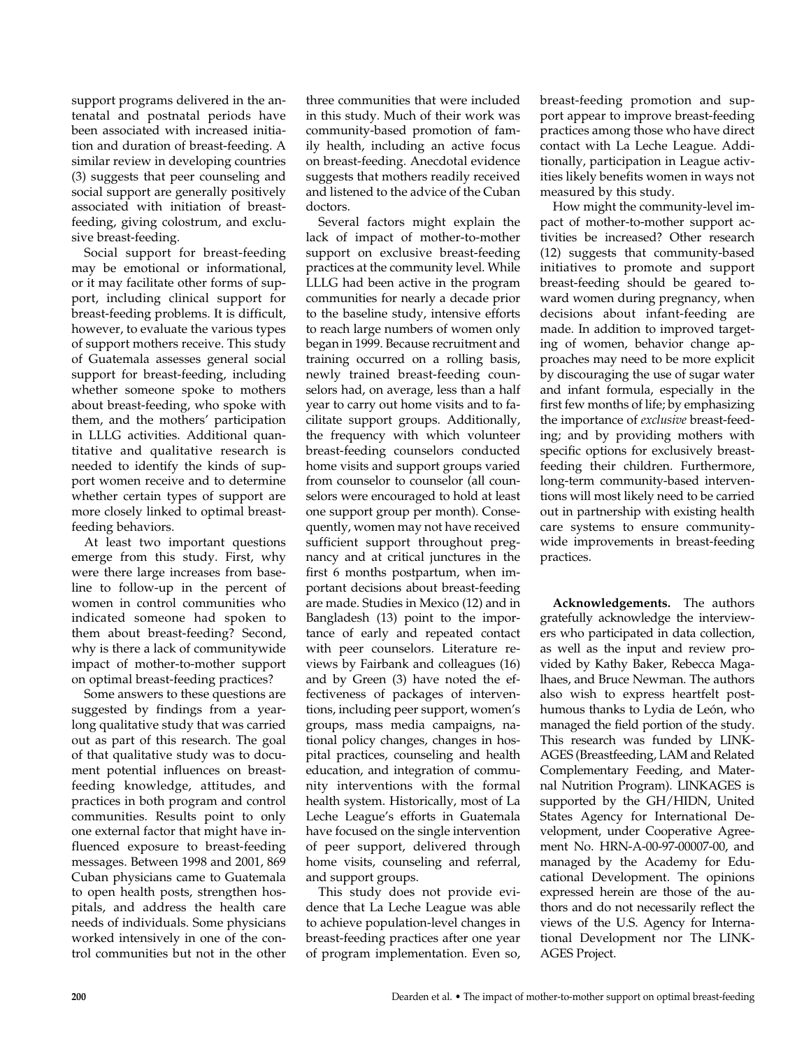support programs delivered in the antenatal and postnatal periods have been associated with increased initiation and duration of breast-feeding. A similar review in developing countries (3) suggests that peer counseling and social support are generally positively associated with initiation of breast-feeding, giving colostrum, and exclusive breast-feeding.

Social support for breast-feeding may be emotional or informational, or it may facilitate other forms of support, including clinical support for breast-feeding problems. It is difficult, however, to evaluate the various types of support mothers receive. This study of Guatemala assesses general social support for breast-feeding, including whether someone spoke to mothers about breast-feeding, who spoke with them, and the mothers' participation in LLLG activities. Additional quantitative and qualitative research is needed to identify the kinds of support women receive and to determine whether certain types of support are more closely linked to optimal breast-feeding behaviors.

At least two important questions emerge from this study. First, why were there large increases from baseline to follow-up in the percent of women in control communities who indicated someone had spoken to them about breast-feeding? Second, why is there a lack of communitywide impact of mother-to-mother support on optimal breast-feeding practices?

Some answers to these questions are suggested by findings from a year-long qualitative study that was carried out as part of this research. The goal of that qualitative study was to document potential influences on breast-feeding knowledge, attitudes, and practices in both program and control communities. Results point to only one external factor that might have influenced exposure to breast-feeding messages. Between 1998 and 2001, 869 Cuban physicians came to Guatemala to open health posts, strengthen hospitals, and address the health care needs of individuals. Some physicians worked intensively in one of the control communities but not in the other three communities that were included in this study. Much of their work was community-based promotion of family health, including an active focus on breast-feeding. Anecdotal evidence suggests that mothers readily received and listened to the advice of the Cuban doctors.

Several factors might explain the lack of impact of mother-to-mother support on exclusive breast-feeding practices at the community level. While LLLG had been active in the program communities for nearly a decade prior to the baseline study, intensive efforts to reach large numbers of women only began in 1999. Because recruitment and training occurred on a rolling basis, newly trained breast-feeding counselors had, on average, less than a half year to carry out home visits and to facilitate support groups. Additionally, the frequency with which volunteer breast-feeding counselors conducted home visits and support groups varied from counselor to counselor (all counselors were encouraged to hold at least one support group per month). Consequently, women may not have received sufficient support throughout pregnancy and at critical junctures in the first 6 months postpartum, when important decisions about breast-feeding are made. Studies in Mexico (12) and in Bangladesh (13) point to the importance of early and repeated contact with peer counselors. Literature reviews by Fairbank and colleagues (16) and by Green (3) have noted the effectiveness of packages of interventions, including peer support, women's groups, mass media campaigns, national policy changes, changes in hospital practices, counseling and health education, and integration of community interventions with the formal health system. Historically, most of La Leche League's efforts in Guatemala have focused on the single intervention of peer support, delivered through home visits, counseling and referral, and support groups.

This study does not provide evidence that La Leche League was able to achieve population-level changes in breast-feeding practices after one year of program implementation. Even so, breast-feeding promotion and support appear to improve breast-feeding practices among those who have direct contact with La Leche League. Additionally, participation in League activities likely benefits women in ways not measured by this study.

How might the community-level impact of mother-to-mother support activities be increased? Other research (12) suggests that community-based initiatives to promote and support breast-feeding should be geared toward women during pregnancy, when decisions about infant-feeding are made. In addition to improved targeting of women, behavior change approaches may need to be more explicit by discouraging the use of sugar water and infant formula, especially in the first few months of life; by emphasizing the importance of *exclusive* breast-feeding; and by providing mothers with specific options for exclusively breast-feeding their children. Furthermore, long-term community-based interventions will most likely need to be carried out in partnership with existing health care systems to ensure community-wide improvements in breast-feeding practices.

**Acknowledgements.** The authors gratefully acknowledge the interviewers who participated in data collection, as well as the input and review provided by Kathy Baker, Rebecca Magalhaes, and Bruce Newman. The authors also wish to express heartfelt posthumous thanks to Lydia de León, who managed the field portion of the study. This research was funded by LINKAGES (Breastfeeding, LAM and Related Complementary Feeding, and Maternal Nutrition Program). LINKAGES is supported by the GH/HIDN, United States Agency for International Development, under Cooperative Agreement No. HRN-A-00-97-00007-00, and managed by the Academy for Educational Development. The opinions expressed herein are those of the authors and do not necessarily reflect the views of the U.S. Agency for International Development nor The LINKAGES Project.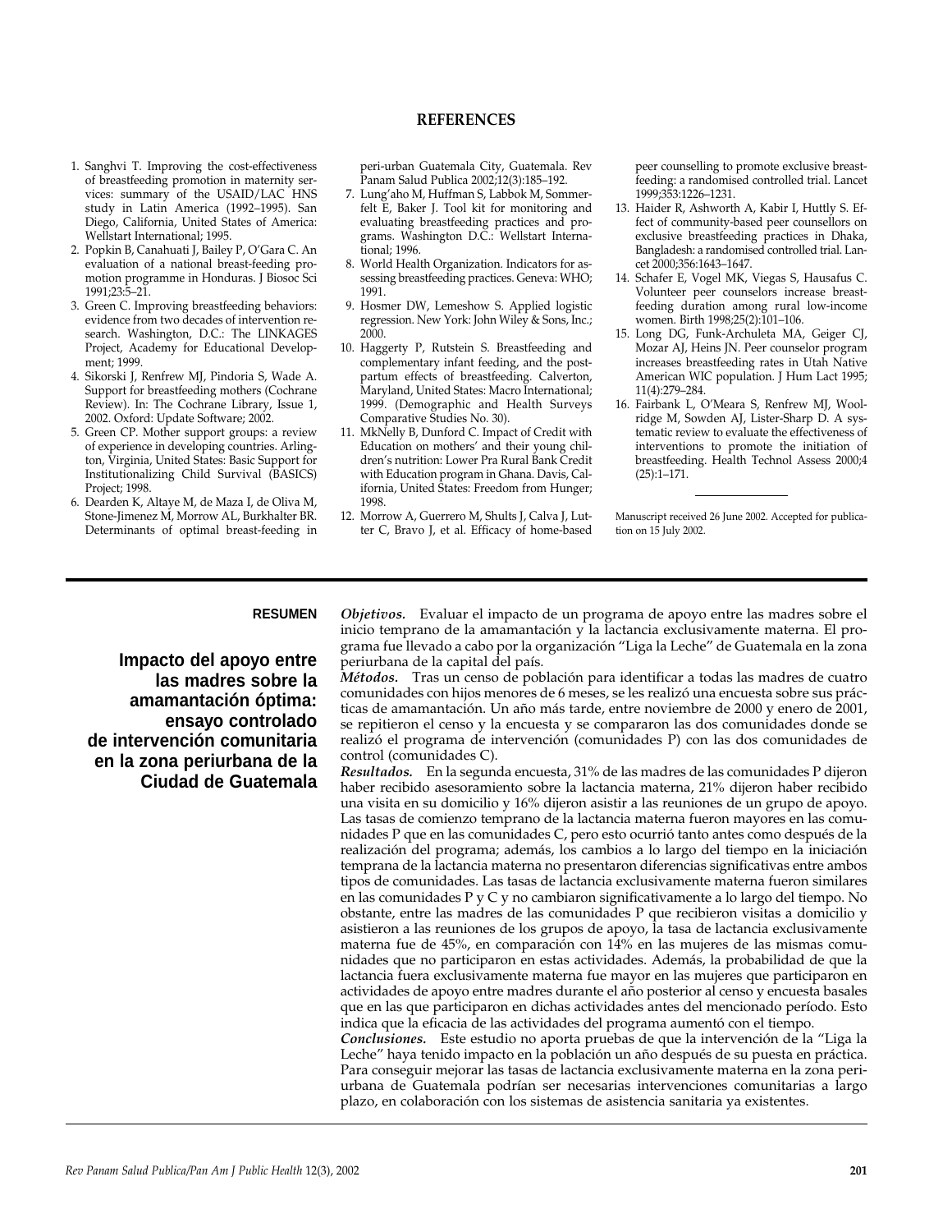## REFERENCES

1. Sanghvi T. Improving the cost-effectiveness of breastfeeding promotion in maternity services: summary of the USAID/LAC HNS study in Latin America (1992–1995). San Diego, California, United States of America: Wellstart International; 1995.
2. Popkin B, Canahuati J, Bailey P, O'Gara C. An evaluation of a national breast-feeding promotion programme in Honduras. J Biosoc Sci 1991;23:5–21.
3. Green C. Improving breastfeeding behaviors: evidence from two decades of intervention research. Washington, D.C.: The LINKAGES Project, Academy for Educational Development; 1999.
4. Sikorski J, Renfrew MJ, Pindoria S, Wade A. Support for breastfeeding mothers (Cochrane Review). In: The Cochrane Library, Issue 1, 2002. Oxford: Update Software; 2002.
5. Green CP. Mother support groups: a review of experience in developing countries. Arlington, Virginia, United States: Basic Support for Institutionalizing Child Survival (BASICS) Project; 1998.
6. Dearden K, Altaye M, de Maza I, de Oliva M, Stone-Jimenez M, Morrow AL, Burkhalter BR. Determinants of optimal breast-feeding in peri-urban Guatemala City, Guatemala. Rev Panam Salud Publica 2002;12(3):185–192.
7. Lung'aho M, Huffman S, Labbok M, Sommerfelt E, Baker J. Tool kit for monitoring and evaluating breastfeeding practices and programs. Washington D.C.: Wellstart International; 1996.
8. World Health Organization. Indicators for assessing breastfeeding practices. Geneva: WHO; 1991.
9. Hosmer DW, Lemeshow S. Applied logistic regression. New York: John Wiley & Sons, Inc.; 2000.
10. Haggerty P, Rutstein S. Breastfeeding and complementary infant feeding, and the postpartum effects of breastfeeding. Calverton, Maryland, United States: Macro International; 1999. (Demographic and Health Surveys Comparative Studies No. 30).
11. MkNelly B, Dunford C. Impact of Credit with Education on mothers' and their young children's nutrition: Lower Pra Rural Bank Credit with Education program in Ghana. Davis, California, United States: Freedom from Hunger; 1998.
12. Morrow A, Guerrero M, Shults J, Calva J, Lutter C, Bravo J, et al. Efficacy of home-based peer counselling to promote exclusive breastfeeding: a randomised controlled trial. Lancet 1999;353:1226–1231.
13. Haider R, Ashworth A, Kabir I, Huttly S. Effect of community-based peer counsellors on exclusive breastfeeding practices in Dhaka, Bangladesh: a randomised controlled trial. Lancet 2000;356:1643–1647.
14. Schafer E, Vogel MK, Viegas S, Hausafus C. Volunteer peer counselors increase breastfeeding duration among rural low-income women. Birth 1998;25(2):101–106.
15. Long DG, Funk-Archuleta MA, Geiger CJ, Mozar AJ, Heins JN. Peer counselor program increases breastfeeding rates in Utah Native American WIC population. J Hum Lact 1995; 11(4):279–284.
16. Fairbank L, O'Meara S, Renfrew MJ, Woolridge M, Sowden AJ, Lister-Sharp D. A systematic review to evaluate the effectiveness of interventions to promote the initiation of breastfeeding. Health Technol Assess 2000;4 (25):1–171.

Manuscript received 26 June 2002. Accepted for publication on 15 July 2002.

---

**RESUMEN**

## Impacto del apoyo entre las madres sobre la amamantación óptima: ensayo controlado de intervención comunitaria en la zona periurbana de la Ciudad de Guatemala

***Objetivos.*** Evaluar el impacto de un programa de apoyo entre las madres sobre el inicio temprano de la amamantación y la lactancia exclusivamente materna. El programa fue llevado a cabo por la organización "Liga la Leche" de Guatemala en la zona periurbana de la capital del país.

***Métodos.*** Tras un censo de población para identificar a todas las madres de cuatro comunidades con hijos menores de 6 meses, se les realizó una encuesta sobre sus prácticas de amamantación. Un año más tarde, entre noviembre de 2000 y enero de 2001, se repitieron el censo y la encuesta y se compararon las dos comunidades donde se realizó el programa de intervención (comunidades P) con las dos comunidades de control (comunidades C).

***Resultados.*** En la segunda encuesta, 31% de las madres de las comunidades P dijeron haber recibido asesoramiento sobre la lactancia materna, 21% dijeron haber recibido una visita en su domicilio y 16% dijeron asistir a las reuniones de un grupo de apoyo. Las tasas de comienzo temprano de la lactancia materna fueron mayores en las comunidades P que en las comunidades C, pero esto ocurrió tanto antes como después de la realización del programa; además, los cambios a lo largo del tiempo en la iniciación temprana de la lactancia materna no presentaron diferencias significativas entre ambos tipos de comunidades. Las tasas de lactancia exclusivamente materna fueron similares en las comunidades P y C y no cambiaron significativamente a lo largo del tiempo. No obstante, entre las madres de las comunidades P que recibieron visitas a domicilio y asistieron a las reuniones de los grupos de apoyo, la tasa de lactancia exclusivamente materna fue de 45%, en comparación con 14% en las mujeres de las mismas comunidades que no participaron en estas actividades. Además, la probabilidad de que la lactancia fuera exclusivamente materna fue mayor en las mujeres que participaron en actividades de apoyo entre madres durante el año posterior al censo y encuesta basales que en las que participaron en dichas actividades antes del mencionado período. Esto indica que la eficacia de las actividades del programa aumentó con el tiempo.

***Conclusiones.*** Este estudio no aporta pruebas de que la intervención de la "Liga la Leche" haya tenido impacto en la población un año después de su puesta en práctica. Para conseguir mejorar las tasas de lactancia exclusivamente materna en la zona periurbana de Guatemala podrían ser necesarias intervenciones comunitarias a largo plazo, en colaboración con los sistemas de asistencia sanitaria ya existentes.